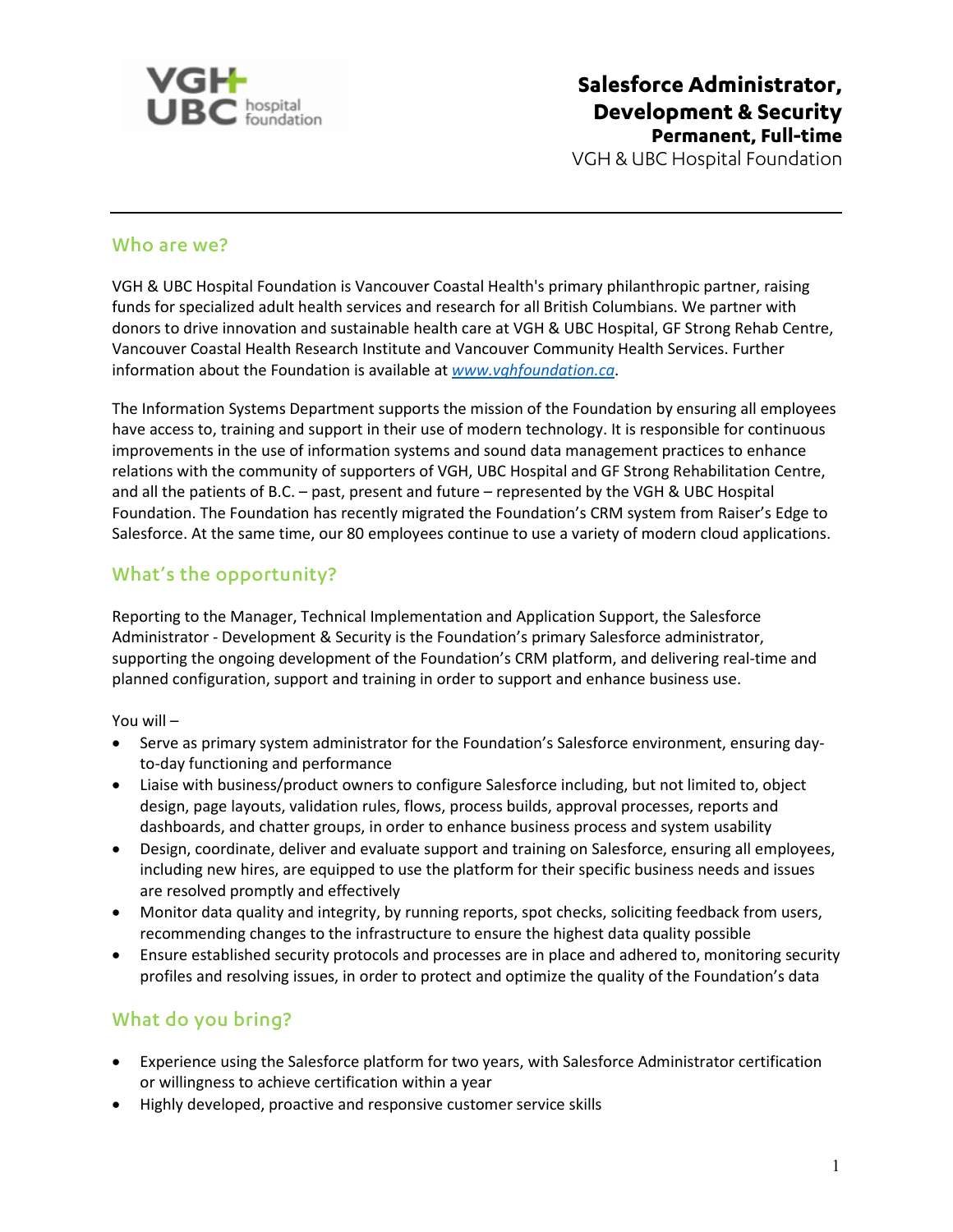# Salesforce Administrator, Development & Security

**Permanent, Full-time**

VGH & UBC Hospital Foundation

## Who are we?

VGH & UBC Hospital Foundation is Vancouver Coastal Health's primary philanthropic partner, raising funds for specialized adult health services and research for all British Columbians. We partner with donors to drive innovation and sustainable health care at VGH & UBC Hospital, GF Strong Rehab Centre, Vancouver Coastal Health Research Institute and Vancouver Community Health Services. Further information about the Foundation is available at *www.vghfoundation.ca*.

The Information Systems Department supports the mission of the Foundation by ensuring all employees have access to, training and support in their use of modern technology. It is responsible for continuous improvements in the use of information systems and sound data management practices to enhance relations with the community of supporters of VGH, UBC Hospital and GF Strong Rehabilitation Centre, and all the patients of B.C. – past, present and future – represented by the VGH & UBC Hospital Foundation. The Foundation has recently migrated the Foundation's CRM system from Raiser's Edge to Salesforce. At the same time, our 80 employees continue to use a variety of modern cloud applications.

## What's the opportunity?

Reporting to the Manager, Technical Implementation and Application Support, the Salesforce Administrator - Development & Security is the Foundation's primary Salesforce administrator, supporting the ongoing development of the Foundation's CRM platform, and delivering real-time and planned configuration, support and training in order to support and enhance business use.

You will –

- Serve as primary system administrator for the Foundation's Salesforce environment, ensuring day-to-day functioning and performance
- Liaise with business/product owners to configure Salesforce including, but not limited to, object design, page layouts, validation rules, flows, process builds, approval processes, reports and dashboards, and chatter groups, in order to enhance business process and system usability
- Design, coordinate, deliver and evaluate support and training on Salesforce, ensuring all employees, including new hires, are equipped to use the platform for their specific business needs and issues are resolved promptly and effectively
- Monitor data quality and integrity, by running reports, spot checks, soliciting feedback from users, recommending changes to the infrastructure to ensure the highest data quality possible
- Ensure established security protocols and processes are in place and adhered to, monitoring security profiles and resolving issues, in order to protect and optimize the quality of the Foundation's data

## What do you bring?

- Experience using the Salesforce platform for two years, with Salesforce Administrator certification or willingness to achieve certification within a year
- Highly developed, proactive and responsive customer service skills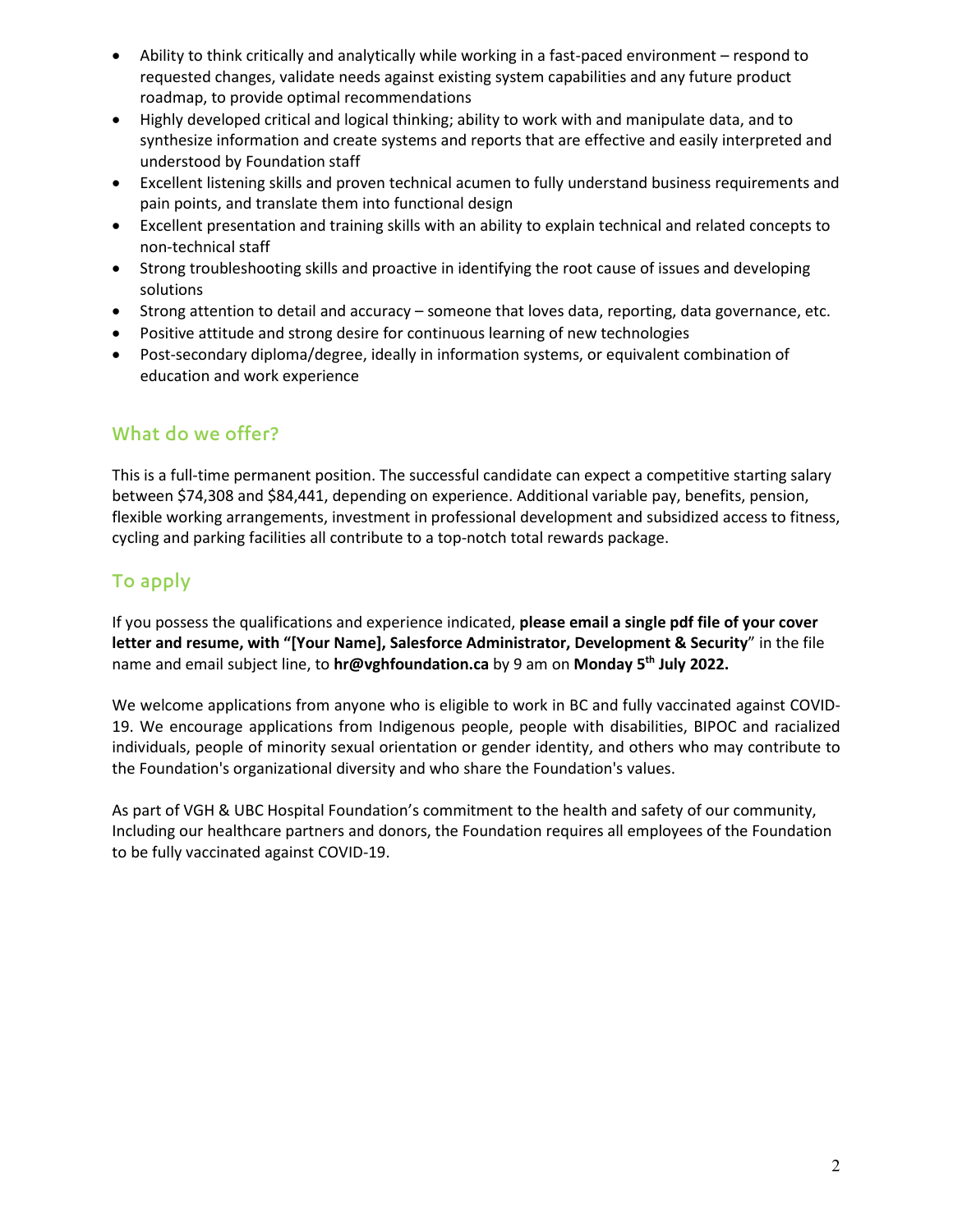- Ability to think critically and analytically while working in a fast-paced environment – respond to requested changes, validate needs against existing system capabilities and any future product roadmap, to provide optimal recommendations
- Highly developed critical and logical thinking; ability to work with and manipulate data, and to synthesize information and create systems and reports that are effective and easily interpreted and understood by Foundation staff
- Excellent listening skills and proven technical acumen to fully understand business requirements and pain points, and translate them into functional design
- Excellent presentation and training skills with an ability to explain technical and related concepts to non-technical staff
- Strong troubleshooting skills and proactive in identifying the root cause of issues and developing solutions
- Strong attention to detail and accuracy – someone that loves data, reporting, data governance, etc.
- Positive attitude and strong desire for continuous learning of new technologies
- Post-secondary diploma/degree, ideally in information systems, or equivalent combination of education and work experience

## What do we offer?

This is a full-time permanent position. The successful candidate can expect a competitive starting salary between $74,308 and $84,441, depending on experience. Additional variable pay, benefits, pension, flexible working arrangements, investment in professional development and subsidized access to fitness, cycling and parking facilities all contribute to a top-notch total rewards package.

## To apply

If you possess the qualifications and experience indicated, **please email a single pdf file of your cover letter and resume, with "[Your Name], Salesforce Administrator, Development & Security"** in the file name and email subject line, to **hr@vghfoundation.ca** by 9 am on **Monday 5th July 2022.**

We welcome applications from anyone who is eligible to work in BC and fully vaccinated against COVID-19. We encourage applications from Indigenous people, people with disabilities, BIPOC and racialized individuals, people of minority sexual orientation or gender identity, and others who may contribute to the Foundation's organizational diversity and who share the Foundation's values.

As part of VGH & UBC Hospital Foundation's commitment to the health and safety of our community, Including our healthcare partners and donors, the Foundation requires all employees of the Foundation to be fully vaccinated against COVID-19.